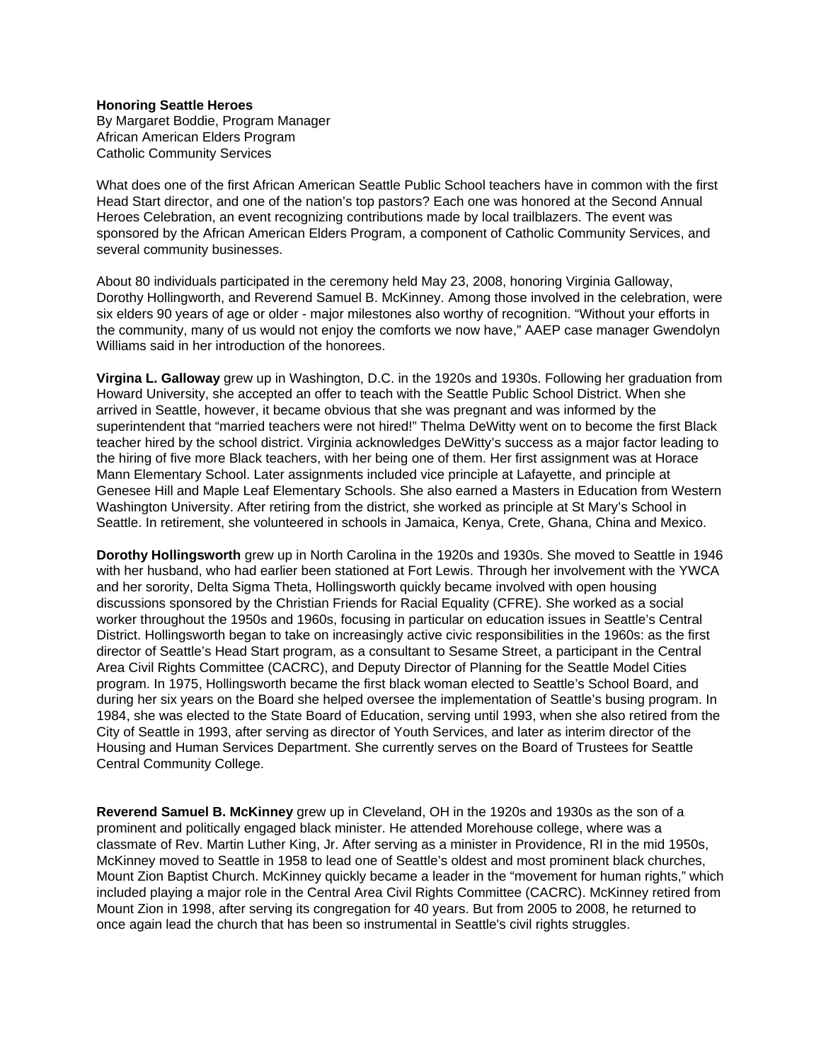**Honoring Seattle Heroes**
By Margaret Boddie, Program Manager
African American Elders Program
Catholic Community Services

What does one of the first African American Seattle Public School teachers have in common with the first Head Start director, and one of the nation's top pastors? Each one was honored at the Second Annual Heroes Celebration, an event recognizing contributions made by local trailblazers. The event was sponsored by the African American Elders Program, a component of Catholic Community Services, and several community businesses.

About 80 individuals participated in the ceremony held May 23, 2008, honoring Virginia Galloway, Dorothy Hollingworth, and Reverend Samuel B. McKinney. Among those involved in the celebration, were six elders 90 years of age or older - major milestones also worthy of recognition. "Without your efforts in the community, many of us would not enjoy the comforts we now have," AAEP case manager Gwendolyn Williams said in her introduction of the honorees.

**Virgina L. Galloway** grew up in Washington, D.C. in the 1920s and 1930s. Following her graduation from Howard University, she accepted an offer to teach with the Seattle Public School District. When she arrived in Seattle, however, it became obvious that she was pregnant and was informed by the superintendent that "married teachers were not hired!" Thelma DeWitty went on to become the first Black teacher hired by the school district. Virginia acknowledges DeWitty's success as a major factor leading to the hiring of five more Black teachers, with her being one of them. Her first assignment was at Horace Mann Elementary School. Later assignments included vice principle at Lafayette, and principle at Genesee Hill and Maple Leaf Elementary Schools. She also earned a Masters in Education from Western Washington University. After retiring from the district, she worked as principle at St Mary's School in Seattle. In retirement, she volunteered in schools in Jamaica, Kenya, Crete, Ghana, China and Mexico.

**Dorothy Hollingsworth** grew up in North Carolina in the 1920s and 1930s. She moved to Seattle in 1946 with her husband, who had earlier been stationed at Fort Lewis. Through her involvement with the YWCA and her sorority, Delta Sigma Theta, Hollingsworth quickly became involved with open housing discussions sponsored by the Christian Friends for Racial Equality (CFRE). She worked as a social worker throughout the 1950s and 1960s, focusing in particular on education issues in Seattle's Central District. Hollingsworth began to take on increasingly active civic responsibilities in the 1960s: as the first director of Seattle's Head Start program, as a consultant to Sesame Street, a participant in the Central Area Civil Rights Committee (CACRC), and Deputy Director of Planning for the Seattle Model Cities program. In 1975, Hollingsworth became the first black woman elected to Seattle's School Board, and during her six years on the Board she helped oversee the implementation of Seattle's busing program. In 1984, she was elected to the State Board of Education, serving until 1993, when she also retired from the City of Seattle in 1993, after serving as director of Youth Services, and later as interim director of the Housing and Human Services Department. She currently serves on the Board of Trustees for Seattle Central Community College.

**Reverend Samuel B. McKinney** grew up in Cleveland, OH in the 1920s and 1930s as the son of a prominent and politically engaged black minister. He attended Morehouse college, where was a classmate of Rev. Martin Luther King, Jr. After serving as a minister in Providence, RI in the mid 1950s, McKinney moved to Seattle in 1958 to lead one of Seattle's oldest and most prominent black churches, Mount Zion Baptist Church. McKinney quickly became a leader in the "movement for human rights," which included playing a major role in the Central Area Civil Rights Committee (CACRC). McKinney retired from Mount Zion in 1998, after serving its congregation for 40 years. But from 2005 to 2008, he returned to once again lead the church that has been so instrumental in Seattle's civil rights struggles.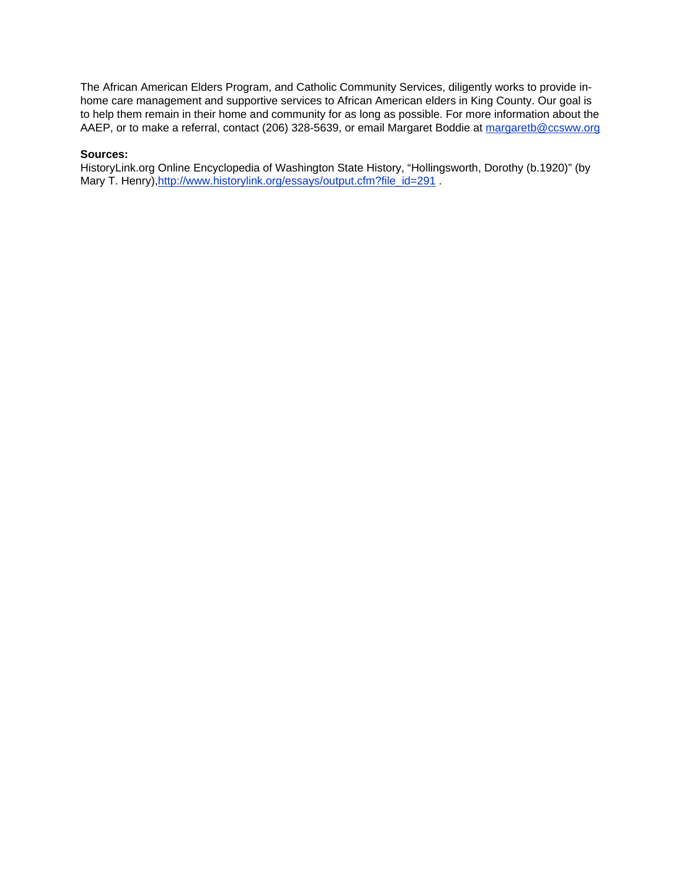The African American Elders Program, and Catholic Community Services, diligently works to provide in-home care management and supportive services to African American elders in King County. Our goal is to help them remain in their home and community for as long as possible. For more information about the AAEP, or to make a referral, contact (206) 328-5639, or email Margaret Boddie at [margaretb@ccsww.org](mailto:margaretb@ccsww.org)

**Sources:**
HistoryLink.org Online Encyclopedia of Washington State History, "Hollingsworth, Dorothy (b.1920)" (by Mary T. Henry),[http://www.historylink.org/essays/output.cfm?file_id=291](http://www.historylink.org/essays/output.cfm?file_id=291) .